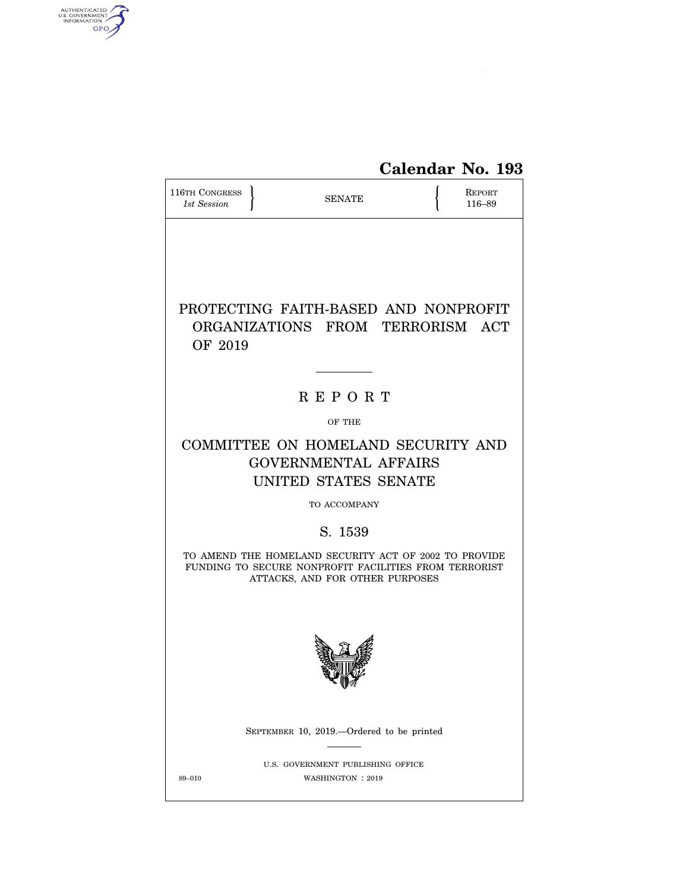Calendar No. 193

116TH CONGRESS, 1st Session — SENATE — REPORT 116–89

# PROTECTING FAITH-BASED AND NONPROFIT ORGANIZATIONS FROM TERRORISM ACT OF 2019

## REPORT

OF THE

## COMMITTEE ON HOMELAND SECURITY AND GOVERNMENTAL AFFAIRS UNITED STATES SENATE

TO ACCOMPANY

## S. 1539

TO AMEND THE HOMELAND SECURITY ACT OF 2002 TO PROVIDE FUNDING TO SECURE NONPROFIT FACILITIES FROM TERRORIST ATTACKS, AND FOR OTHER PURPOSES

SEPTEMBER 10, 2019.—Ordered to be printed

U.S. GOVERNMENT PUBLISHING OFFICE

89–010 WASHINGTON : 2019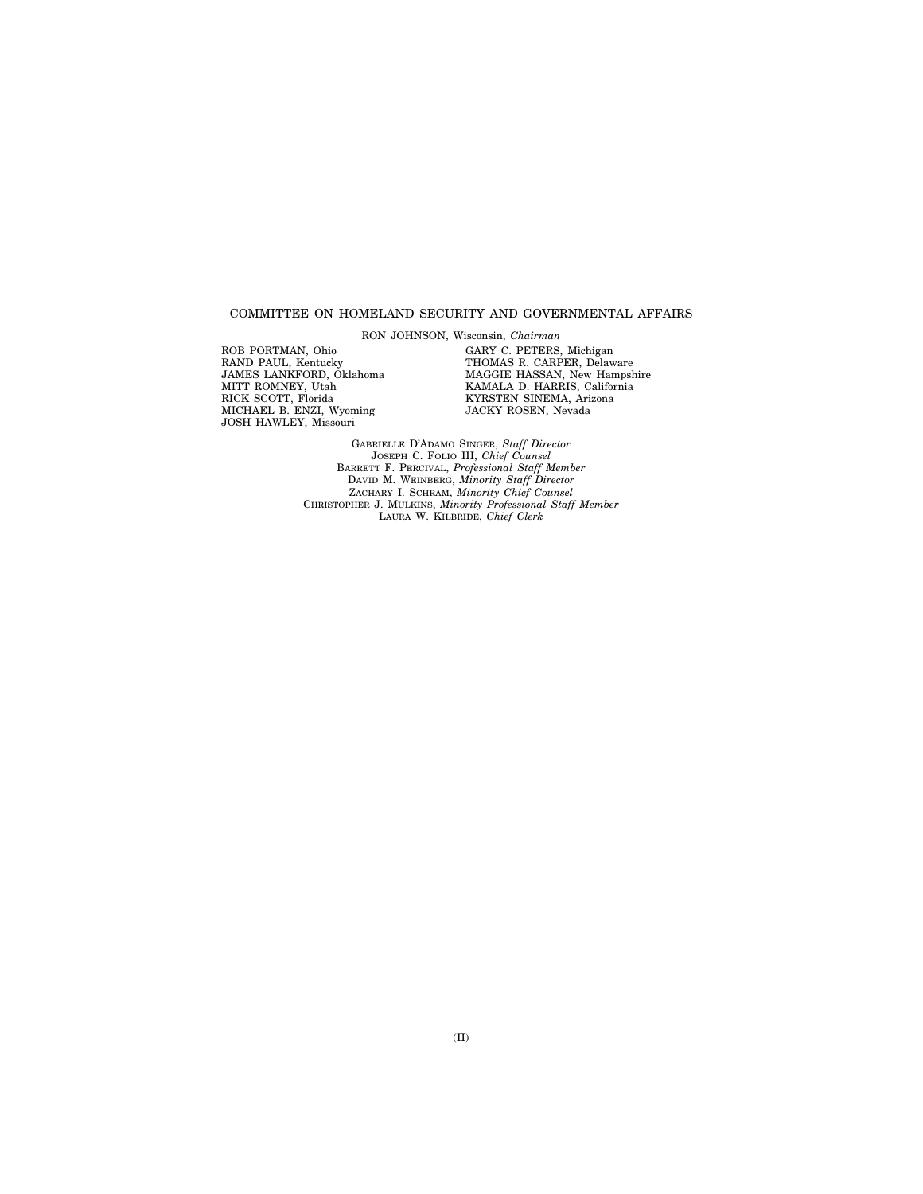## COMMITTEE ON HOMELAND SECURITY AND GOVERNMENTAL AFFAIRS

RON JOHNSON, Wisconsin, *Chairman*

ROB PORTMAN, Ohio
RAND PAUL, Kentucky
JAMES LANKFORD, Oklahoma
MITT ROMNEY, Utah
RICK SCOTT, Florida
MICHAEL B. ENZI, Wyoming
JOSH HAWLEY, Missouri

GARY C. PETERS, Michigan
THOMAS R. CARPER, Delaware
MAGGIE HASSAN, New Hampshire
KAMALA D. HARRIS, California
KYRSTEN SINEMA, Arizona
JACKY ROSEN, Nevada

GABRIELLE D'ADAMO SINGER, *Staff Director*
JOSEPH C. FOLIO III, *Chief Counsel*
BARRETT F. PERCIVAL, *Professional Staff Member*
DAVID M. WEINBERG, *Minority Staff Director*
ZACHARY I. SCHRAM, *Minority Chief Counsel*
CHRISTOPHER J. MULKINS, *Minority Professional Staff Member*
LAURA W. KILBRIDE, *Chief Clerk*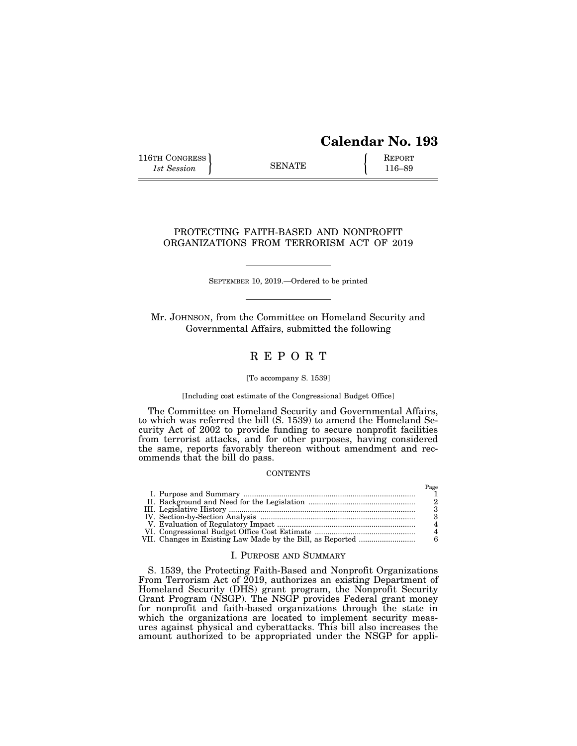# Calendar No. 193

116TH CONGRESS } SENATE { REPORT
1st Session } { 116–89

## PROTECTING FAITH-BASED AND NONPROFIT ORGANIZATIONS FROM TERRORISM ACT OF 2019

SEPTEMBER 10, 2019.—Ordered to be printed

Mr. JOHNSON, from the Committee on Homeland Security and Governmental Affairs, submitted the following

## R E P O R T

[To accompany S. 1539]

[Including cost estimate of the Congressional Budget Office]

The Committee on Homeland Security and Governmental Affairs, to which was referred the bill (S. 1539) to amend the Homeland Security Act of 2002 to provide funding to secure nonprofit facilities from terrorist attacks, and for other purposes, having considered the same, reports favorably thereon without amendment and recommends that the bill do pass.

CONTENTS

| | Page |
|---|---|
| I. Purpose and Summary | 1 |
| II. Background and Need for the Legislation | 2 |
| III. Legislative History | 3 |
| IV. Section-by-Section Analysis | 3 |
| V. Evaluation of Regulatory Impact | 4 |
| VI. Congressional Budget Office Cost Estimate | 4 |
| VII. Changes in Existing Law Made by the Bill, as Reported | 6 |

### I. PURPOSE AND SUMMARY

S. 1539, the Protecting Faith-Based and Nonprofit Organizations From Terrorism Act of 2019, authorizes an existing Department of Homeland Security (DHS) grant program, the Nonprofit Security Grant Program (NSGP). The NSGP provides Federal grant money for nonprofit and faith-based organizations through the state in which the organizations are located to implement security measures against physical and cyberattacks. This bill also increases the amount authorized to be appropriated under the NSGP for appli-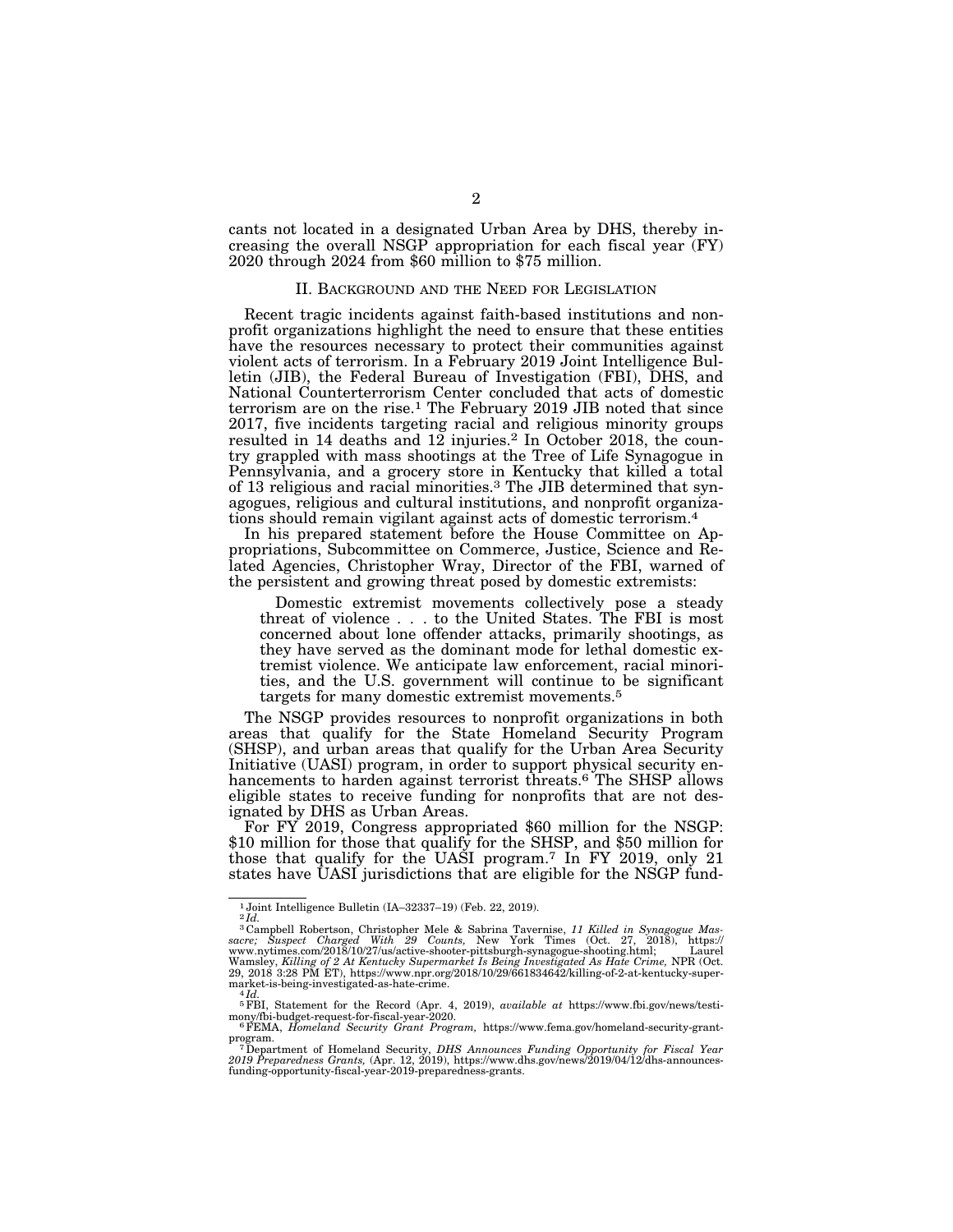cants not located in a designated Urban Area by DHS, thereby increasing the overall NSGP appropriation for each fiscal year (FY) 2020 through 2024 from $60 million to $75 million.

## II. Background and the Need for Legislation

Recent tragic incidents against faith-based institutions and nonprofit organizations highlight the need to ensure that these entities have the resources necessary to protect their communities against violent acts of terrorism. In a February 2019 Joint Intelligence Bulletin (JIB), the Federal Bureau of Investigation (FBI), DHS, and National Counterterrorism Center concluded that acts of domestic terrorism are on the rise.[1] The February 2019 JIB noted that since 2017, five incidents targeting racial and religious minority groups resulted in 14 deaths and 12 injuries.[2] In October 2018, the country grappled with mass shootings at the Tree of Life Synagogue in Pennsylvania, and a grocery store in Kentucky that killed a total of 13 religious and racial minorities.[3] The JIB determined that synagogues, religious and cultural institutions, and nonprofit organizations should remain vigilant against acts of domestic terrorism.[4]

In his prepared statement before the House Committee on Appropriations, Subcommittee on Commerce, Justice, Science and Related Agencies, Christopher Wray, Director of the FBI, warned of the persistent and growing threat posed by domestic extremists:

> Domestic extremist movements collectively pose a steady threat of violence . . . to the United States. The FBI is most concerned about lone offender attacks, primarily shootings, as they have served as the dominant mode for lethal domestic extremist violence. We anticipate law enforcement, racial minorities, and the U.S. government will continue to be significant targets for many domestic extremist movements.[5]

The NSGP provides resources to nonprofit organizations in both areas that qualify for the State Homeland Security Program (SHSP), and urban areas that qualify for the Urban Area Security Initiative (UASI) program, in order to support physical security enhancements to harden against terrorist threats.[6] The SHSP allows eligible states to receive funding for nonprofits that are not designated by DHS as Urban Areas.

For FY 2019, Congress appropriated $60 million for the NSGP: $10 million for those that qualify for the SHSP, and $50 million for those that qualify for the UASI program.[7] In FY 2019, only 21 states have UASI jurisdictions that are eligible for the NSGP fund-

---

[1] Joint Intelligence Bulletin (IA–32337–19) (Feb. 22, 2019).

[2] *Id.*

[3] Campbell Robertson, Christopher Mele & Sabrina Tavernise, *11 Killed in Synagogue Massacre; Suspect Charged With 29 Counts,* New York Times (Oct. 27, 2018), https://www.nytimes.com/2018/10/27/us/active-shooter-pittsburgh-synagogue-shooting.html; Laurel Wamsley, *Killing of 2 At Kentucky Supermarket Is Being Investigated As Hate Crime,* NPR (Oct. 29, 2018 3:28 PM ET), https://www.npr.org/2018/10/29/661834642/killing-of-2-at-kentucky-supermarket-is-being-investigated-as-hate-crime.

[4] *Id.*

[5] FBI, Statement for the Record (Apr. 4, 2019), *available at* https://www.fbi.gov/news/testimony/fbi-budget-request-for-fiscal-year-2020.

[6] FEMA, *Homeland Security Grant Program,* https://www.fema.gov/homeland-security-grant-program.

[7] Department of Homeland Security, *DHS Announces Funding Opportunity for Fiscal Year 2019 Preparedness Grants,* (Apr. 12, 2019), https://www.dhs.gov/news/2019/04/12/dhs-announces-funding-opportunity-fiscal-year-2019-preparedness-grants.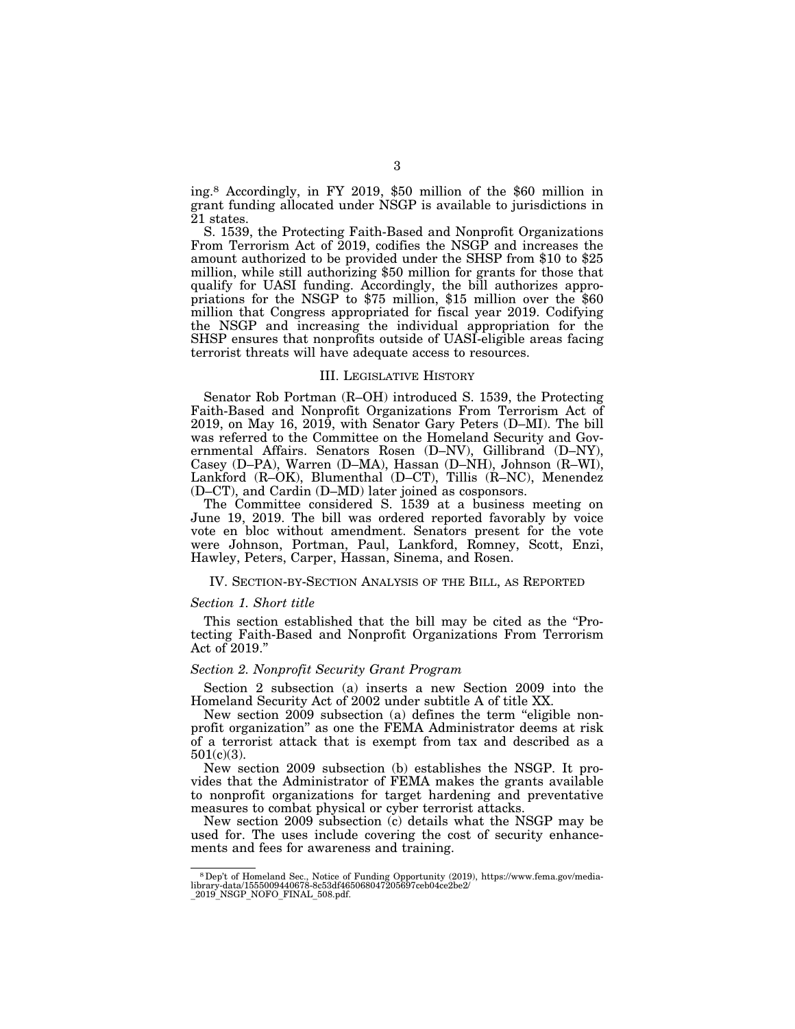ing.[8] Accordingly, in FY 2019, $50 million of the $60 million in grant funding allocated under NSGP is available to jurisdictions in 21 states.

S. 1539, the Protecting Faith-Based and Nonprofit Organizations From Terrorism Act of 2019, codifies the NSGP and increases the amount authorized to be provided under the SHSP from $10 to $25 million, while still authorizing $50 million for grants for those that qualify for UASI funding. Accordingly, the bill authorizes appropriations for the NSGP to $75 million, $15 million over the $60 million that Congress appropriated for fiscal year 2019. Codifying the NSGP and increasing the individual appropriation for the SHSP ensures that nonprofits outside of UASI-eligible areas facing terrorist threats will have adequate access to resources.

## III. Legislative History

Senator Rob Portman (R–OH) introduced S. 1539, the Protecting Faith-Based and Nonprofit Organizations From Terrorism Act of 2019, on May 16, 2019, with Senator Gary Peters (D–MI). The bill was referred to the Committee on the Homeland Security and Governmental Affairs. Senators Rosen (D–NV), Gillibrand (D–NY), Casey (D–PA), Warren (D–MA), Hassan (D–NH), Johnson (R–WI), Lankford (R–OK), Blumenthal (D–CT), Tillis (R–NC), Menendez (D–CT), and Cardin (D–MD) later joined as cosponsors.

The Committee considered S. 1539 at a business meeting on June 19, 2019. The bill was ordered reported favorably by voice vote en bloc without amendment. Senators present for the vote were Johnson, Portman, Paul, Lankford, Romney, Scott, Enzi, Hawley, Peters, Carper, Hassan, Sinema, and Rosen.

## IV. Section-by-Section Analysis of the Bill, as Reported

### *Section 1. Short title*

This section established that the bill may be cited as the "Protecting Faith-Based and Nonprofit Organizations From Terrorism Act of 2019."

### *Section 2. Nonprofit Security Grant Program*

Section 2 subsection (a) inserts a new Section 2009 into the Homeland Security Act of 2002 under subtitle A of title XX.

New section 2009 subsection (a) defines the term "eligible nonprofit organization" as one the FEMA Administrator deems at risk of a terrorist attack that is exempt from tax and described as a 501(c)(3).

New section 2009 subsection (b) establishes the NSGP. It provides that the Administrator of FEMA makes the grants available to nonprofit organizations for target hardening and preventative measures to combat physical or cyber terrorist attacks.

New section 2009 subsection (c) details what the NSGP may be used for. The uses include covering the cost of security enhancements and fees for awareness and training.

---

[8] Dep't of Homeland Sec., Notice of Funding Opportunity (2019), https://www.fema.gov/media-library-data/1555009440678-8c53df465068047205697ceb04ce2be2/_2019_NSGP_NOFO_FINAL_508.pdf.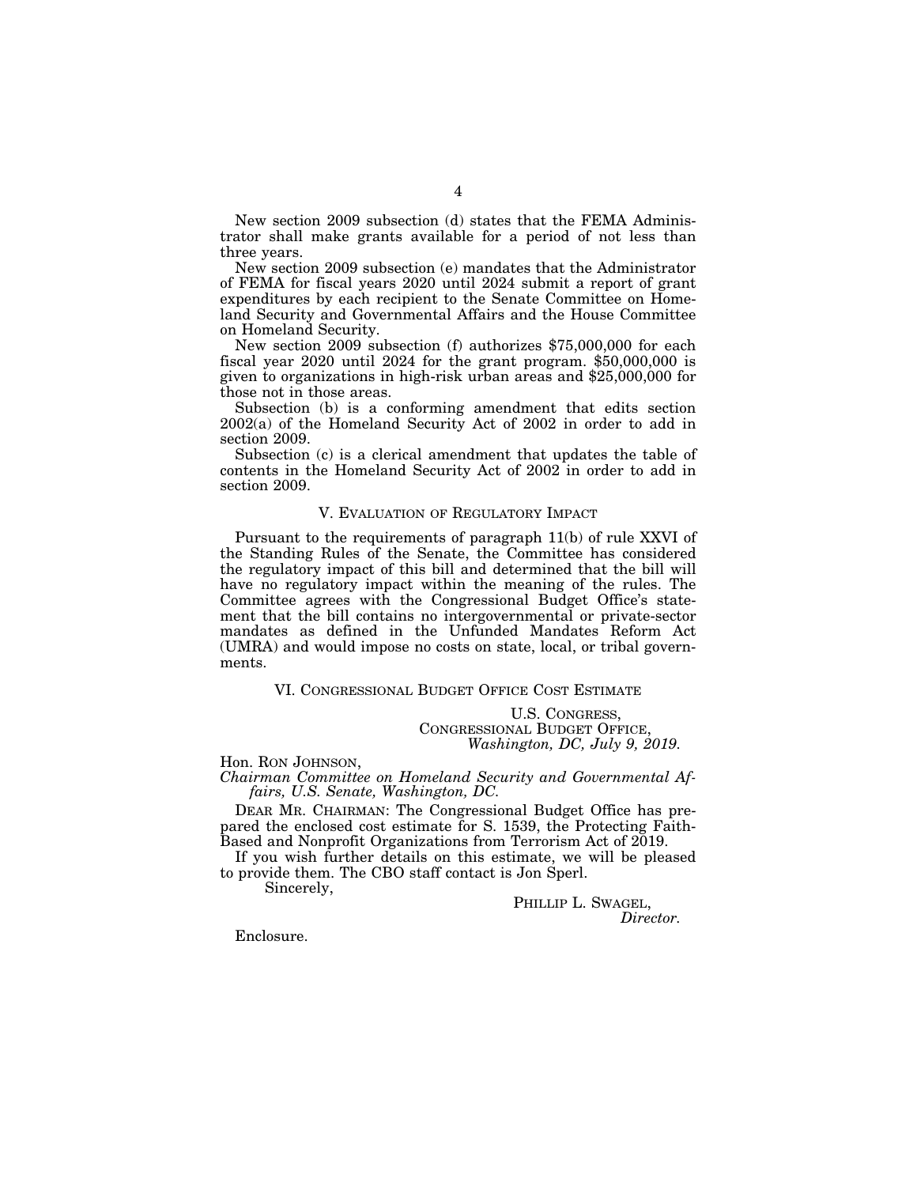New section 2009 subsection (d) states that the FEMA Administrator shall make grants available for a period of not less than three years.

New section 2009 subsection (e) mandates that the Administrator of FEMA for fiscal years 2020 until 2024 submit a report of grant expenditures by each recipient to the Senate Committee on Homeland Security and Governmental Affairs and the House Committee on Homeland Security.

New section 2009 subsection (f) authorizes $75,000,000 for each fiscal year 2020 until 2024 for the grant program. $50,000,000 is given to organizations in high-risk urban areas and $25,000,000 for those not in those areas.

Subsection (b) is a conforming amendment that edits section 2002(a) of the Homeland Security Act of 2002 in order to add in section 2009.

Subsection (c) is a clerical amendment that updates the table of contents in the Homeland Security Act of 2002 in order to add in section 2009.

## V. Evaluation of Regulatory Impact

Pursuant to the requirements of paragraph 11(b) of rule XXVI of the Standing Rules of the Senate, the Committee has considered the regulatory impact of this bill and determined that the bill will have no regulatory impact within the meaning of the rules. The Committee agrees with the Congressional Budget Office's statement that the bill contains no intergovernmental or private-sector mandates as defined in the Unfunded Mandates Reform Act (UMRA) and would impose no costs on state, local, or tribal governments.

## VI. Congressional Budget Office Cost Estimate

U.S. Congress,
Congressional Budget Office,
*Washington, DC, July 9, 2019.*

Hon. Ron Johnson,
*Chairman Committee on Homeland Security and Governmental Affairs, U.S. Senate, Washington, DC.*

Dear Mr. Chairman: The Congressional Budget Office has prepared the enclosed cost estimate for S. 1539, the Protecting Faith-Based and Nonprofit Organizations from Terrorism Act of 2019.

If you wish further details on this estimate, we will be pleased to provide them. The CBO staff contact is Jon Sperl.

Sincerely,

Phillip L. Swagel,
*Director.*

Enclosure.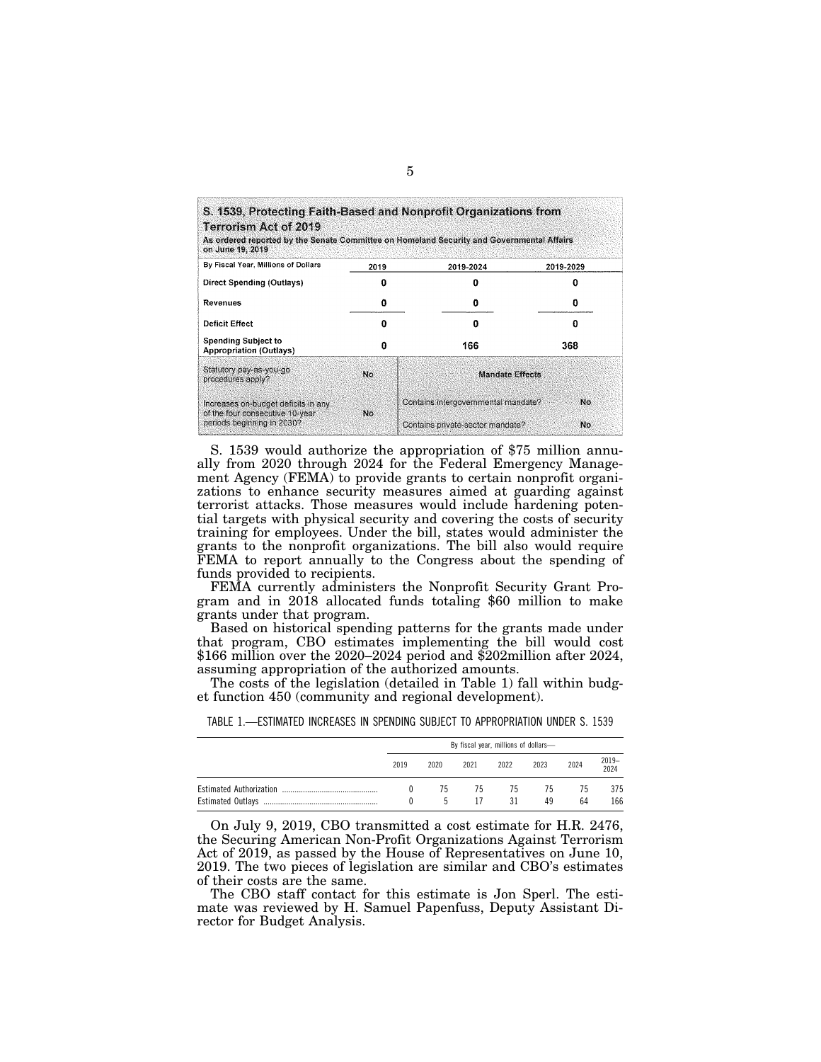**S. 1539, Protecting Faith-Based and Nonprofit Organizations from Terrorism Act of 2019**

As ordered reported by the Senate Committee on Homeland Security and Governmental Affairs on June 19, 2019

| By Fiscal Year, Millions of Dollars | 2019 | 2019-2024 | 2019-2029 |
|---|---|---|---|
| Direct Spending (Outlays) | 0 | 0 | 0 |
| Revenues | 0 | 0 | 0 |
| Deficit Effect | 0 | 0 | 0 |
| Spending Subject to Appropriation (Outlays) | 0 | 166 | 368 |

| | | Mandate Effects | |
|---|---|---|---|
| Statutory pay-as-you-go procedures apply? | No | | |
| Increases on-budget deficits in any of the four consecutive 10-year periods beginning in 2030? | No | Contains intergovernmental mandate? | No |
| | | Contains private-sector mandate? | No |

S. 1539 would authorize the appropriation of $75 million annually from 2020 through 2024 for the Federal Emergency Management Agency (FEMA) to provide grants to certain nonprofit organizations to enhance security measures aimed at guarding against terrorist attacks. Those measures would include hardening potential targets with physical security and covering the costs of security training for employees. Under the bill, states would administer the grants to the nonprofit organizations. The bill also would require FEMA to report annually to the Congress about the spending of funds provided to recipients.

FEMA currently administers the Nonprofit Security Grant Program and in 2018 allocated funds totaling $60 million to make grants under that program.

Based on historical spending patterns for the grants made under that program, CBO estimates implementing the bill would cost $166 million over the 2020–2024 period and $202million after 2024, assuming appropriation of the authorized amounts.

The costs of the legislation (detailed in Table 1) fall within budget function 450 (community and regional development).

TABLE 1.—ESTIMATED INCREASES IN SPENDING SUBJECT TO APPROPRIATION UNDER S. 1539

| | By fiscal year, millions of dollars— | | | | | | |
|---|---|---|---|---|---|---|---|
| | 2019 | 2020 | 2021 | 2022 | 2023 | 2024 | 2019–2024 |
| Estimated Authorization | 0 | 75 | 75 | 75 | 75 | 75 | 375 |
| Estimated Outlays | 0 | 5 | 17 | 31 | 49 | 64 | 166 |

On July 9, 2019, CBO transmitted a cost estimate for H.R. 2476, the Securing American Non-Profit Organizations Against Terrorism Act of 2019, as passed by the House of Representatives on June 10, 2019. The two pieces of legislation are similar and CBO's estimates of their costs are the same.

The CBO staff contact for this estimate is Jon Sperl. The estimate was reviewed by H. Samuel Papenfuss, Deputy Assistant Director for Budget Analysis.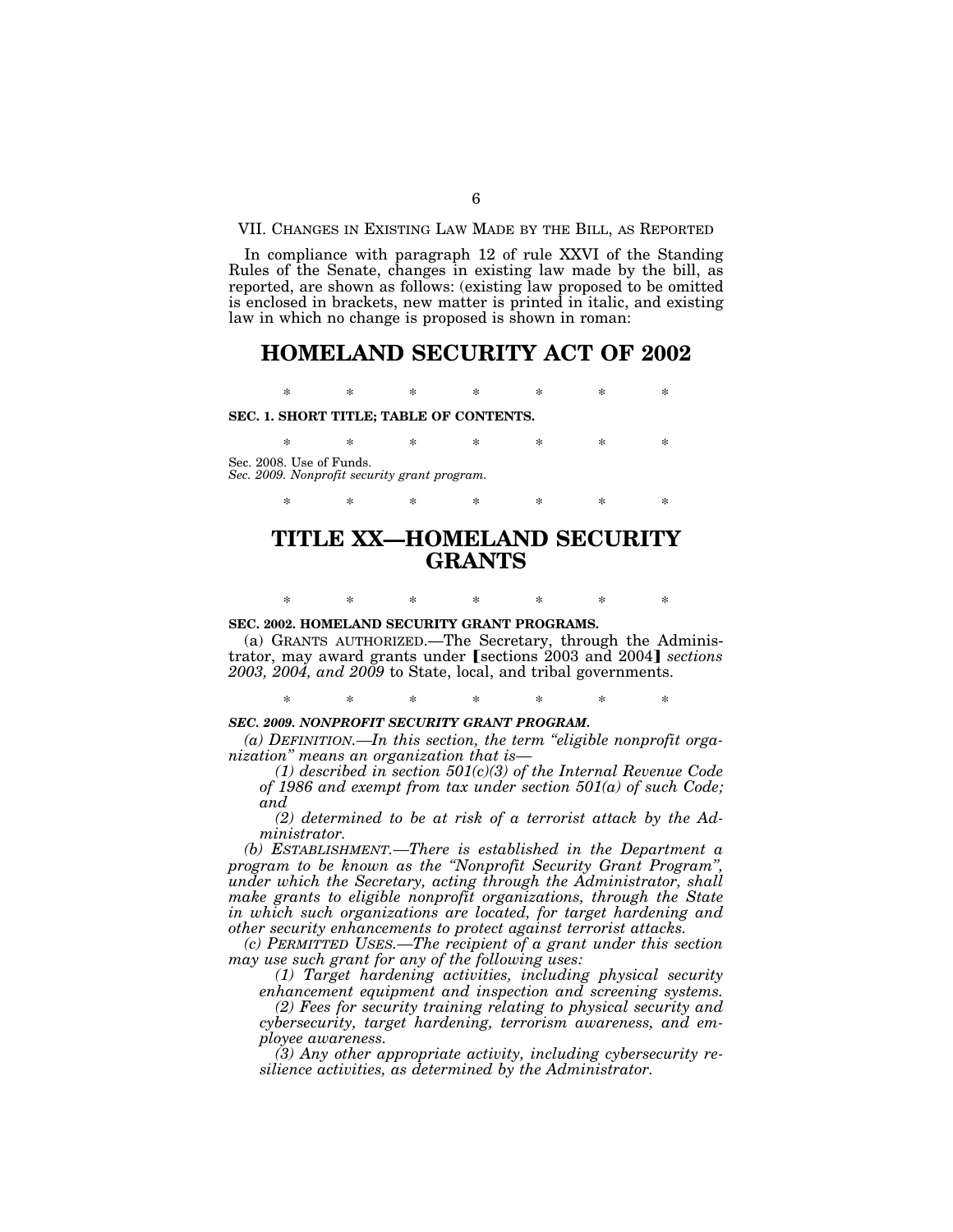VII. CHANGES IN EXISTING LAW MADE BY THE BILL, AS REPORTED

In compliance with paragraph 12 of rule XXVI of the Standing Rules of the Senate, changes in existing law made by the bill, as reported, are shown as follows: (existing law proposed to be omitted is enclosed in brackets, new matter is printed in italic, and existing law in which no change is proposed is shown in roman:

# HOMELAND SECURITY ACT OF 2002

\* \* \* \* \* \* \*

**SEC. 1. SHORT TITLE; TABLE OF CONTENTS.**

\* \* \* \* \* \* \*

Sec. 2008. Use of Funds.
*Sec. 2009. Nonprofit security grant program.*

\* \* \* \* \* \* \*

# TITLE XX—HOMELAND SECURITY GRANTS

\* \* \* \* \* \* \*

**SEC. 2002. HOMELAND SECURITY GRANT PROGRAMS.**

(a) GRANTS AUTHORIZED.—The Secretary, through the Administrator, may award grants under [sections 2003 and 2004] *sections 2003, 2004, and 2009* to State, local, and tribal governments.

\* \* \* \* \* \* \*

***SEC. 2009. NONPROFIT SECURITY GRANT PROGRAM.***

*(a) DEFINITION.—In this section, the term "eligible nonprofit organization" means an organization that is—*

*(1) described in section 501(c)(3) of the Internal Revenue Code of 1986 and exempt from tax under section 501(a) of such Code; and*

*(2) determined to be at risk of a terrorist attack by the Administrator.*

*(b) ESTABLISHMENT.—There is established in the Department a program to be known as the "Nonprofit Security Grant Program", under which the Secretary, acting through the Administrator, shall make grants to eligible nonprofit organizations, through the State in which such organizations are located, for target hardening and other security enhancements to protect against terrorist attacks.*

*(c) PERMITTED USES.—The recipient of a grant under this section may use such grant for any of the following uses:*

*(1) Target hardening activities, including physical security enhancement equipment and inspection and screening systems.*

*(2) Fees for security training relating to physical security and cybersecurity, target hardening, terrorism awareness, and employee awareness.*

*(3) Any other appropriate activity, including cybersecurity resilience activities, as determined by the Administrator.*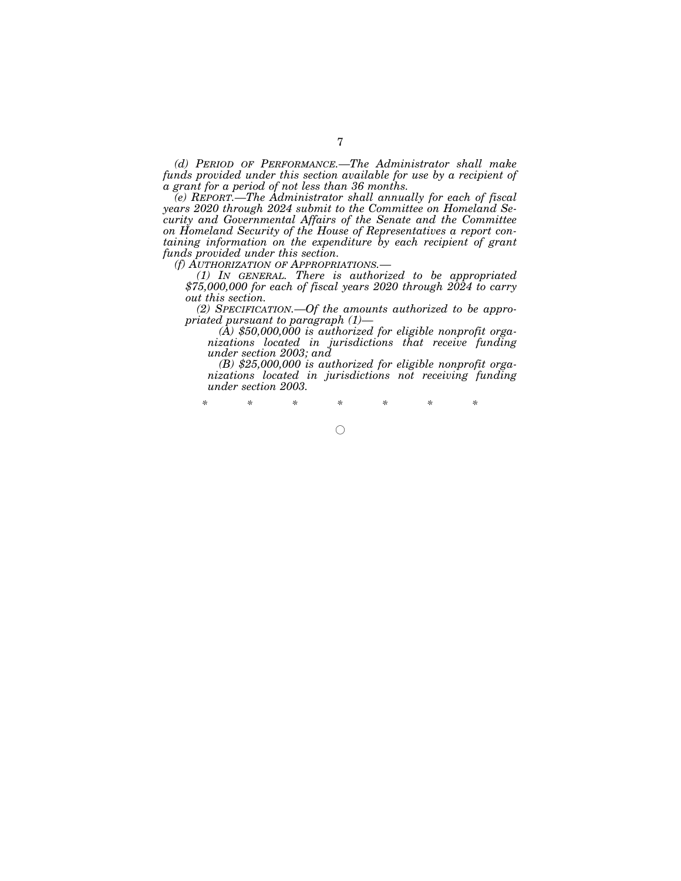*(d) PERIOD OF PERFORMANCE.—The Administrator shall make funds provided under this section available for use by a recipient of a grant for a period of not less than 36 months.*

*(e) REPORT.—The Administrator shall annually for each of fiscal years 2020 through 2024 submit to the Committee on Homeland Security and Governmental Affairs of the Senate and the Committee on Homeland Security of the House of Representatives a report containing information on the expenditure by each recipient of grant funds provided under this section.*

*(f) AUTHORIZATION OF APPROPRIATIONS.—*

*(1) IN GENERAL. There is authorized to be appropriated $75,000,000 for each of fiscal years 2020 through 2024 to carry out this section.*

*(2) SPECIFICATION.—Of the amounts authorized to be appropriated pursuant to paragraph (1)—*

*(A) $50,000,000 is authorized for eligible nonprofit organizations located in jurisdictions that receive funding under section 2003; and*

*(B) $25,000,000 is authorized for eligible nonprofit organizations located in jurisdictions not receiving funding under section 2003.*

\* \* \* \* \* \* \*

○